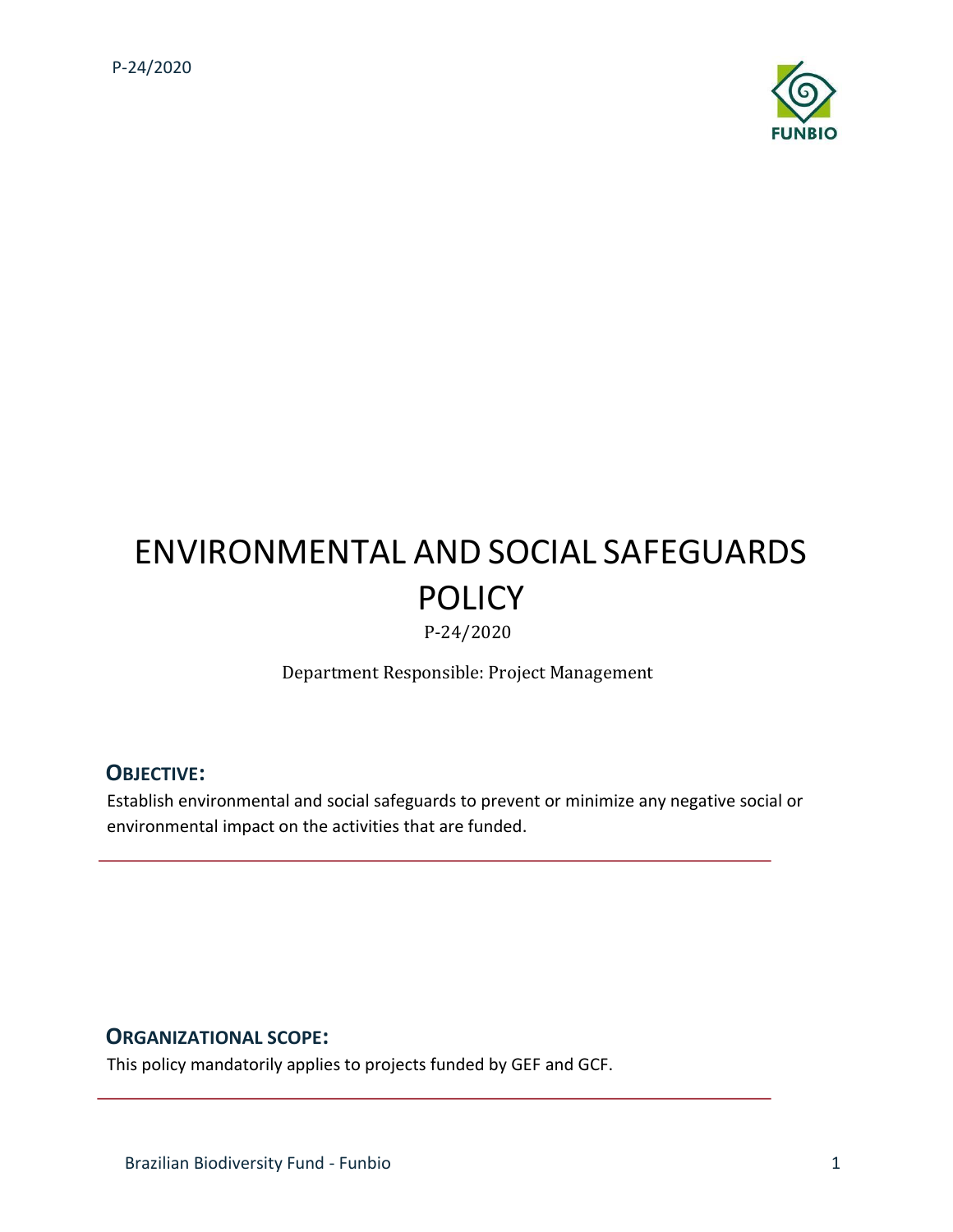# ENVIRONMENTAL AND SOCIAL SAFEGUARDS POLICY

P-24/2020

Department Responsible: Project Management

## OBJECTIVE:

Establish environmental and social safeguards to prevent or minimize any negative social or environmental impact on the activities that are funded.

---

## ORGANIZATIONAL SCOPE:

This policy mandatorily applies to projects funded by GEF and GCF.

---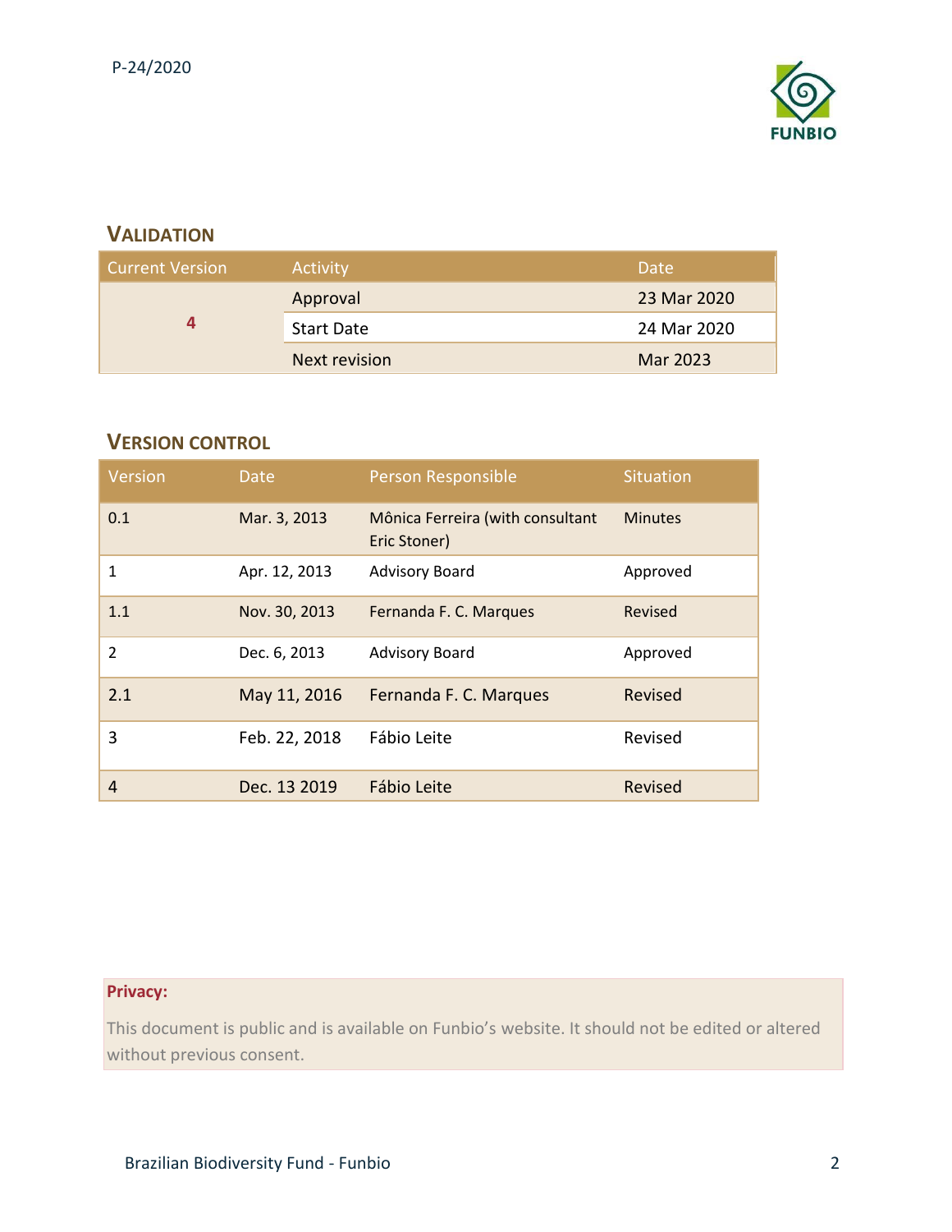P-24/2020

## VALIDATION

| Current Version | Activity | Date |
|---|---|---|
| 4 | Approval | 23 Mar 2020 |
| | Start Date | 24 Mar 2020 |
| | Next revision | Mar 2023 |

## VERSION CONTROL

| Version | Date | Person Responsible | Situation |
|---|---|---|---|
| 0.1 | Mar. 3, 2013 | Mônica Ferreira (with consultant Eric Stoner) | Minutes |
| 1 | Apr. 12, 2013 | Advisory Board | Approved |
| 1.1 | Nov. 30, 2013 | Fernanda F. C. Marques | Revised |
| 2 | Dec. 6, 2013 | Advisory Board | Approved |
| 2.1 | May 11, 2016 | Fernanda F. C. Marques | Revised |
| 3 | Feb. 22, 2018 | Fábio Leite | Revised |
| 4 | Dec. 13 2019 | Fábio Leite | Revised |

**Privacy:**

This document is public and is available on Funbio's website. It should not be edited or altered without previous consent.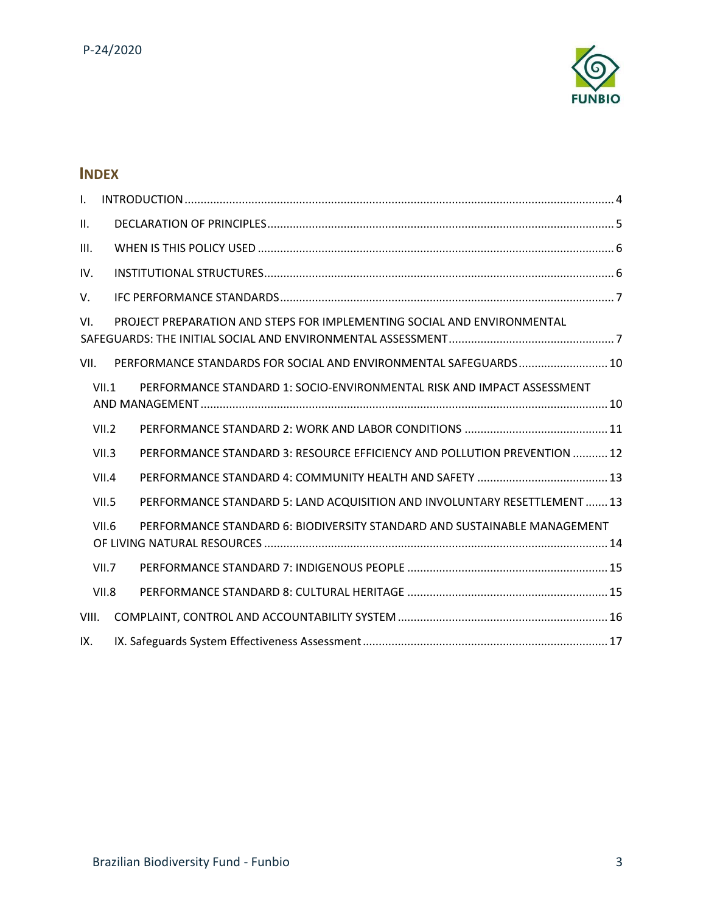## INDEX

I. INTRODUCTION ..................... 4

II. DECLARATION OF PRINCIPLES ..................... 5

III. WHEN IS THIS POLICY USED ..................... 6

IV. INSTITUTIONAL STRUCTURES ..................... 6

V. IFC PERFORMANCE STANDARDS ..................... 7

VI. PROJECT PREPARATION AND STEPS FOR IMPLEMENTING SOCIAL AND ENVIRONMENTAL SAFEGUARDS: THE INITIAL SOCIAL AND ENVIRONMENTAL ASSESSMENT ..................... 7

VII. PERFORMANCE STANDARDS FOR SOCIAL AND ENVIRONMENTAL SAFEGUARDS ..................... 10

- VII.1 PERFORMANCE STANDARD 1: SOCIO-ENVIRONMENTAL RISK AND IMPACT ASSESSMENT AND MANAGEMENT ..................... 10
- VII.2 PERFORMANCE STANDARD 2: WORK AND LABOR CONDITIONS ..................... 11
- VII.3 PERFORMANCE STANDARD 3: RESOURCE EFFICIENCY AND POLLUTION PREVENTION ..................... 12
- VII.4 PERFORMANCE STANDARD 4: COMMUNITY HEALTH AND SAFETY ..................... 13
- VII.5 PERFORMANCE STANDARD 5: LAND ACQUISITION AND INVOLUNTARY RESETTLEMENT ..................... 13
- VII.6 PERFORMANCE STANDARD 6: BIODIVERSITY STANDARD AND SUSTAINABLE MANAGEMENT OF LIVING NATURAL RESOURCES ..................... 14
- VII.7 PERFORMANCE STANDARD 7: INDIGENOUS PEOPLE ..................... 15
- VII.8 PERFORMANCE STANDARD 8: CULTURAL HERITAGE ..................... 15

VIII. COMPLAINT, CONTROL AND ACCOUNTABILITY SYSTEM ..................... 16

IX. IX. Safeguards System Effectiveness Assessment ..................... 17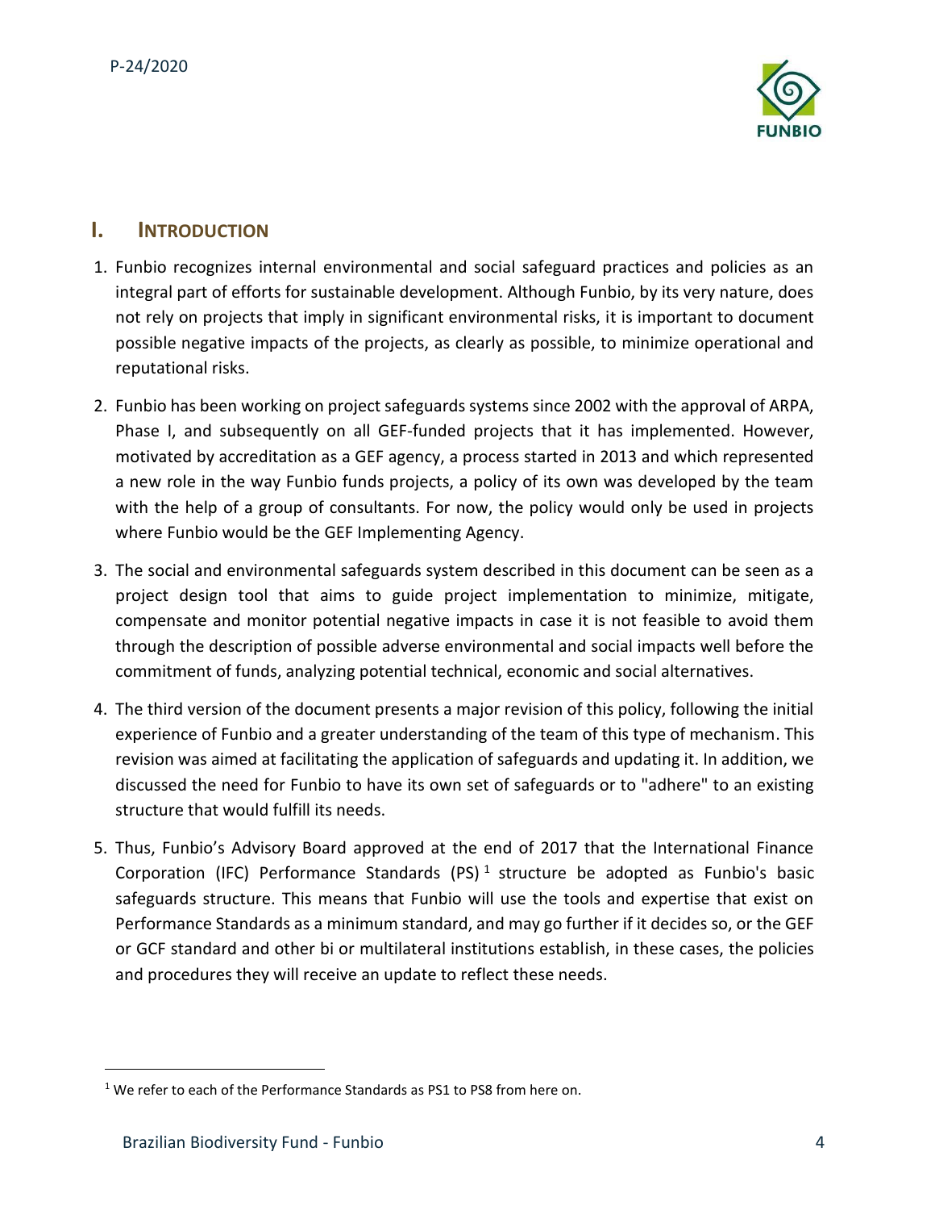## I. Introduction

1. Funbio recognizes internal environmental and social safeguard practices and policies as an integral part of efforts for sustainable development. Although Funbio, by its very nature, does not rely on projects that imply in significant environmental risks, it is important to document possible negative impacts of the projects, as clearly as possible, to minimize operational and reputational risks.
2. Funbio has been working on project safeguards systems since 2002 with the approval of ARPA, Phase I, and subsequently on all GEF-funded projects that it has implemented. However, motivated by accreditation as a GEF agency, a process started in 2013 and which represented a new role in the way Funbio funds projects, a policy of its own was developed by the team with the help of a group of consultants. For now, the policy would only be used in projects where Funbio would be the GEF Implementing Agency.
3. The social and environmental safeguards system described in this document can be seen as a project design tool that aims to guide project implementation to minimize, mitigate, compensate and monitor potential negative impacts in case it is not feasible to avoid them through the description of possible adverse environmental and social impacts well before the commitment of funds, analyzing potential technical, economic and social alternatives.
4. The third version of the document presents a major revision of this policy, following the initial experience of Funbio and a greater understanding of the team of this type of mechanism. This revision was aimed at facilitating the application of safeguards and updating it. In addition, we discussed the need for Funbio to have its own set of safeguards or to "adhere" to an existing structure that would fulfill its needs.
5. Thus, Funbio's Advisory Board approved at the end of 2017 that the International Finance Corporation (IFC) Performance Standards (PS)[1] structure be adopted as Funbio's basic safeguards structure. This means that Funbio will use the tools and expertise that exist on Performance Standards as a minimum standard, and may go further if it decides so, or the GEF or GCF standard and other bi or multilateral institutions establish, in these cases, the policies and procedures they will receive an update to reflect these needs.

[1] We refer to each of the Performance Standards as PS1 to PS8 from here on.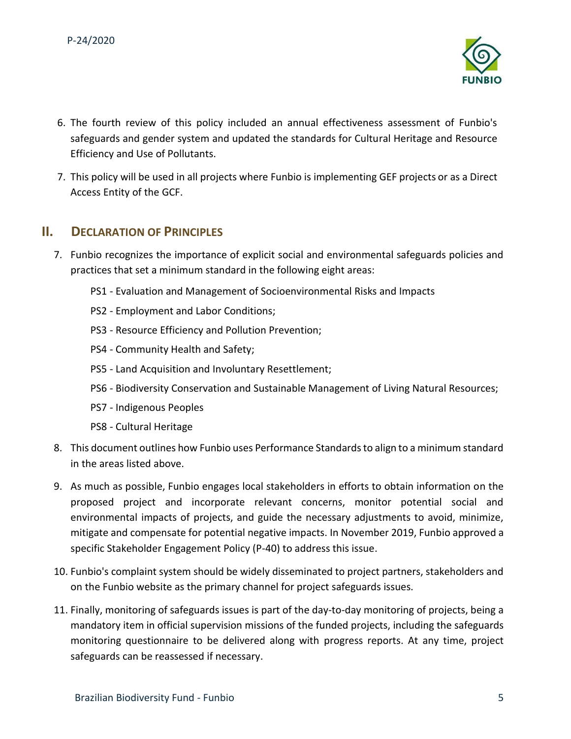6. The fourth review of this policy included an annual effectiveness assessment of Funbio's safeguards and gender system and updated the standards for Cultural Heritage and Resource Efficiency and Use of Pollutants.

7. This policy will be used in all projects where Funbio is implementing GEF projects or as a Direct Access Entity of the GCF.

## II. Declaration of Principles

7. Funbio recognizes the importance of explicit social and environmental safeguards policies and practices that set a minimum standard in the following eight areas:

   PS1 - Evaluation and Management of Socioenvironmental Risks and Impacts

   PS2 - Employment and Labor Conditions;

   PS3 - Resource Efficiency and Pollution Prevention;

   PS4 - Community Health and Safety;

   PS5 - Land Acquisition and Involuntary Resettlement;

   PS6 - Biodiversity Conservation and Sustainable Management of Living Natural Resources;

   PS7 - Indigenous Peoples

   PS8 - Cultural Heritage

8. This document outlines how Funbio uses Performance Standards to align to a minimum standard in the areas listed above.

9. As much as possible, Funbio engages local stakeholders in efforts to obtain information on the proposed project and incorporate relevant concerns, monitor potential social and environmental impacts of projects, and guide the necessary adjustments to avoid, minimize, mitigate and compensate for potential negative impacts. In November 2019, Funbio approved a specific Stakeholder Engagement Policy (P-40) to address this issue.

10. Funbio's complaint system should be widely disseminated to project partners, stakeholders and on the Funbio website as the primary channel for project safeguards issues.

11. Finally, monitoring of safeguards issues is part of the day-to-day monitoring of projects, being a mandatory item in official supervision missions of the funded projects, including the safeguards monitoring questionnaire to be delivered along with progress reports. At any time, project safeguards can be reassessed if necessary.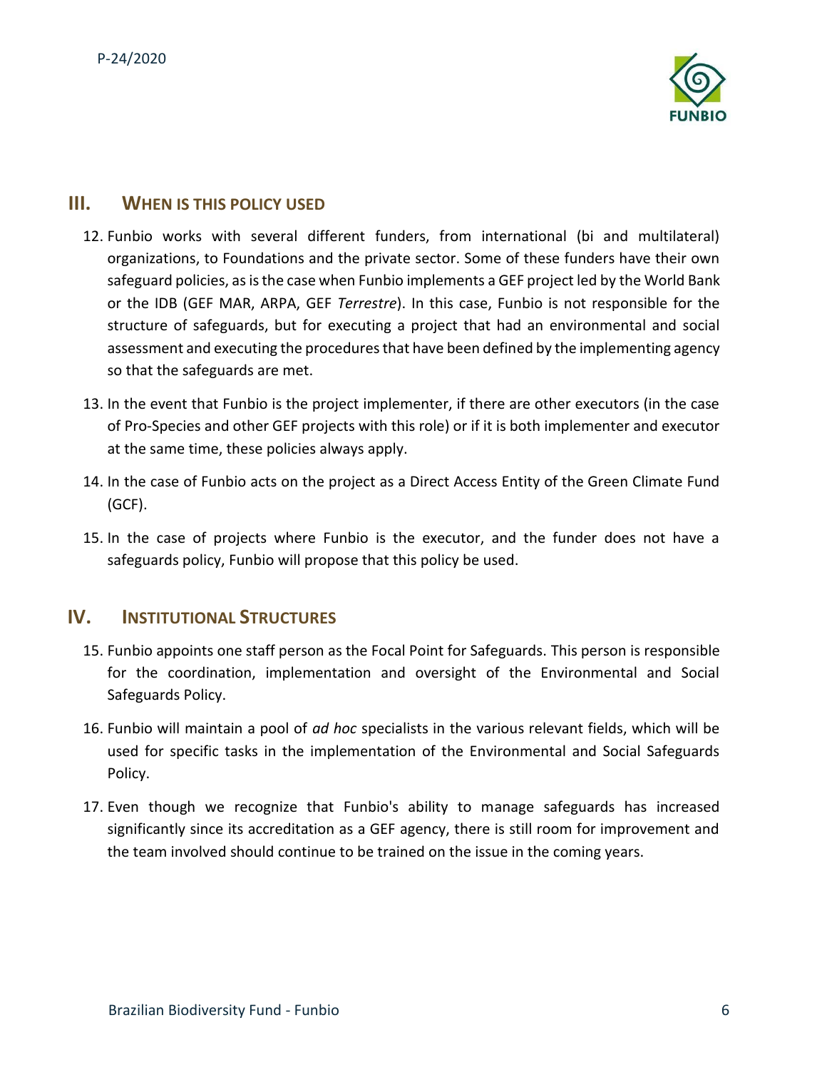## III. WHEN IS THIS POLICY USED

12. Funbio works with several different funders, from international (bi and multilateral) organizations, to Foundations and the private sector. Some of these funders have their own safeguard policies, as is the case when Funbio implements a GEF project led by the World Bank or the IDB (GEF MAR, ARPA, GEF *Terrestre*). In this case, Funbio is not responsible for the structure of safeguards, but for executing a project that had an environmental and social assessment and executing the procedures that have been defined by the implementing agency so that the safeguards are met.

13. In the event that Funbio is the project implementer, if there are other executors (in the case of Pro-Species and other GEF projects with this role) or if it is both implementer and executor at the same time, these policies always apply.

14. In the case of Funbio acts on the project as a Direct Access Entity of the Green Climate Fund (GCF).

15. In the case of projects where Funbio is the executor, and the funder does not have a safeguards policy, Funbio will propose that this policy be used.

## IV. INSTITUTIONAL STRUCTURES

15. Funbio appoints one staff person as the Focal Point for Safeguards. This person is responsible for the coordination, implementation and oversight of the Environmental and Social Safeguards Policy.

16. Funbio will maintain a pool of *ad hoc* specialists in the various relevant fields, which will be used for specific tasks in the implementation of the Environmental and Social Safeguards Policy.

17. Even though we recognize that Funbio's ability to manage safeguards has increased significantly since its accreditation as a GEF agency, there is still room for improvement and the team involved should continue to be trained on the issue in the coming years.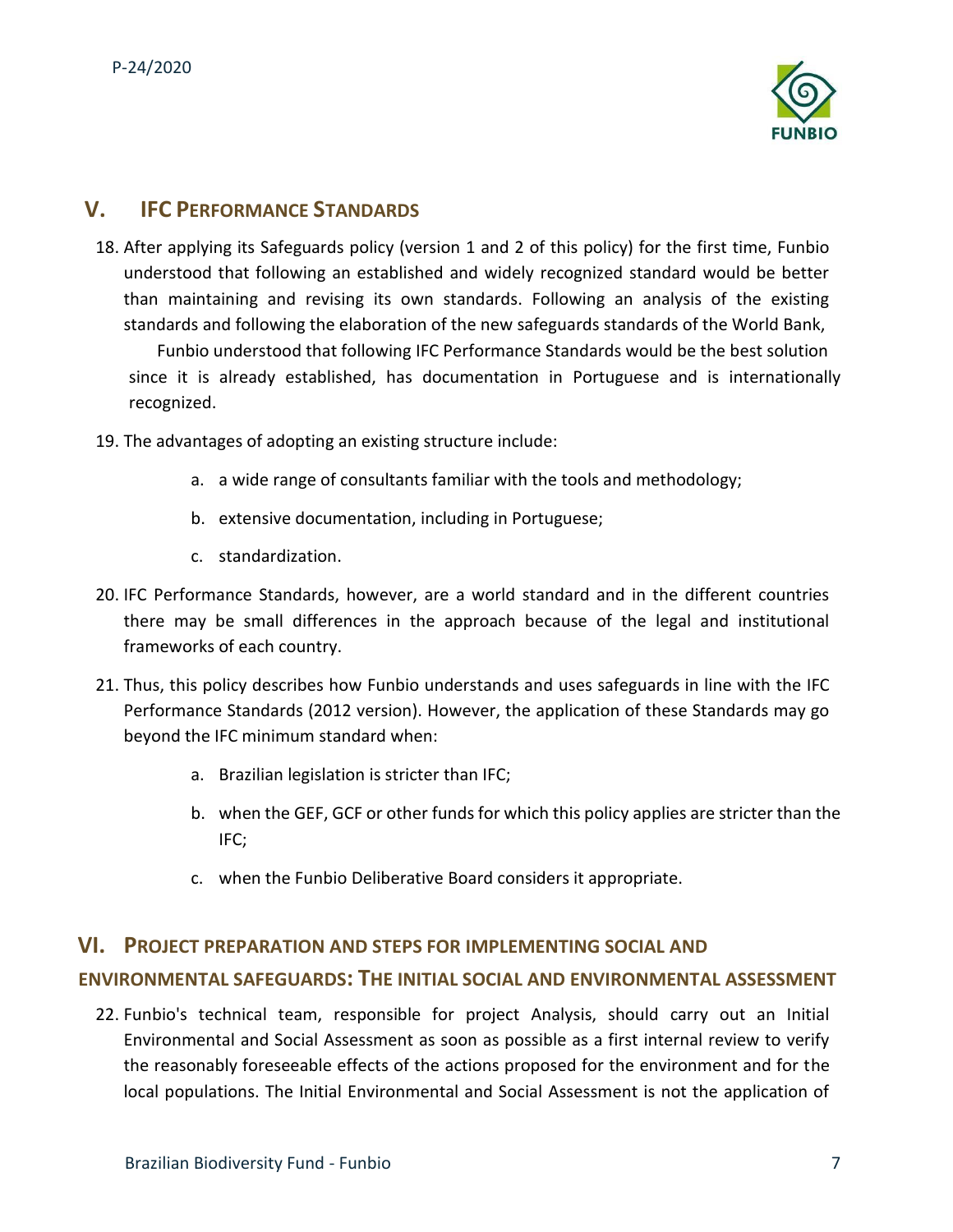## V. IFC Performance Standards

18. After applying its Safeguards policy (version 1 and 2 of this policy) for the first time, Funbio understood that following an established and widely recognized standard would be better than maintaining and revising its own standards. Following an analysis of the existing standards and following the elaboration of the new safeguards standards of the World Bank, Funbio understood that following IFC Performance Standards would be the best solution since it is already established, has documentation in Portuguese and is internationally recognized.

19. The advantages of adopting an existing structure include:

    a. a wide range of consultants familiar with the tools and methodology;

    b. extensive documentation, including in Portuguese;

    c. standardization.

20. IFC Performance Standards, however, are a world standard and in the different countries there may be small differences in the approach because of the legal and institutional frameworks of each country.

21. Thus, this policy describes how Funbio understands and uses safeguards in line with the IFC Performance Standards (2012 version). However, the application of these Standards may go beyond the IFC minimum standard when:

    a. Brazilian legislation is stricter than IFC;

    b. when the GEF, GCF or other funds for which this policy applies are stricter than the IFC;

    c. when the Funbio Deliberative Board considers it appropriate.

## VI. Project preparation and steps for implementing social and environmental safeguards: The initial social and environmental assessment

22. Funbio's technical team, responsible for project Analysis, should carry out an Initial Environmental and Social Assessment as soon as possible as a first internal review to verify the reasonably foreseeable effects of the actions proposed for the environment and for the local populations. The Initial Environmental and Social Assessment is not the application of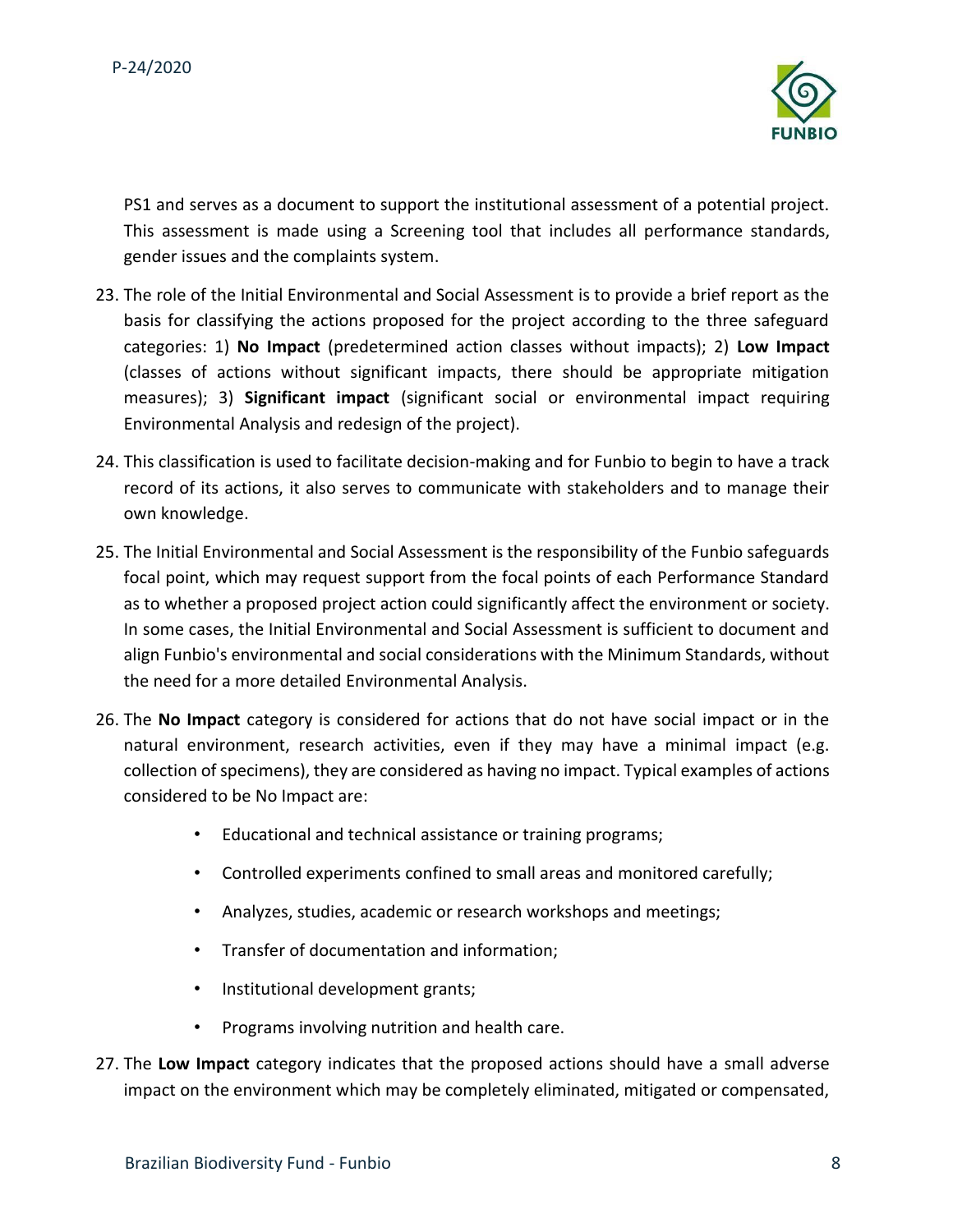PS1 and serves as a document to support the institutional assessment of a potential project. This assessment is made using a Screening tool that includes all performance standards, gender issues and the complaints system.

23. The role of the Initial Environmental and Social Assessment is to provide a brief report as the basis for classifying the actions proposed for the project according to the three safeguard categories: 1) **No Impact** (predetermined action classes without impacts); 2) **Low Impact** (classes of actions without significant impacts, there should be appropriate mitigation measures); 3) **Significant impact** (significant social or environmental impact requiring Environmental Analysis and redesign of the project).

24. This classification is used to facilitate decision-making and for Funbio to begin to have a track record of its actions, it also serves to communicate with stakeholders and to manage their own knowledge.

25. The Initial Environmental and Social Assessment is the responsibility of the Funbio safeguards focal point, which may request support from the focal points of each Performance Standard as to whether a proposed project action could significantly affect the environment or society. In some cases, the Initial Environmental and Social Assessment is sufficient to document and align Funbio's environmental and social considerations with the Minimum Standards, without the need for a more detailed Environmental Analysis.

26. The **No Impact** category is considered for actions that do not have social impact or in the natural environment, research activities, even if they may have a minimal impact (e.g. collection of specimens), they are considered as having no impact. Typical examples of actions considered to be No Impact are:

    - Educational and technical assistance or training programs;
    - Controlled experiments confined to small areas and monitored carefully;
    - Analyzes, studies, academic or research workshops and meetings;
    - Transfer of documentation and information;
    - Institutional development grants;
    - Programs involving nutrition and health care.

27. The **Low Impact** category indicates that the proposed actions should have a small adverse impact on the environment which may be completely eliminated, mitigated or compensated,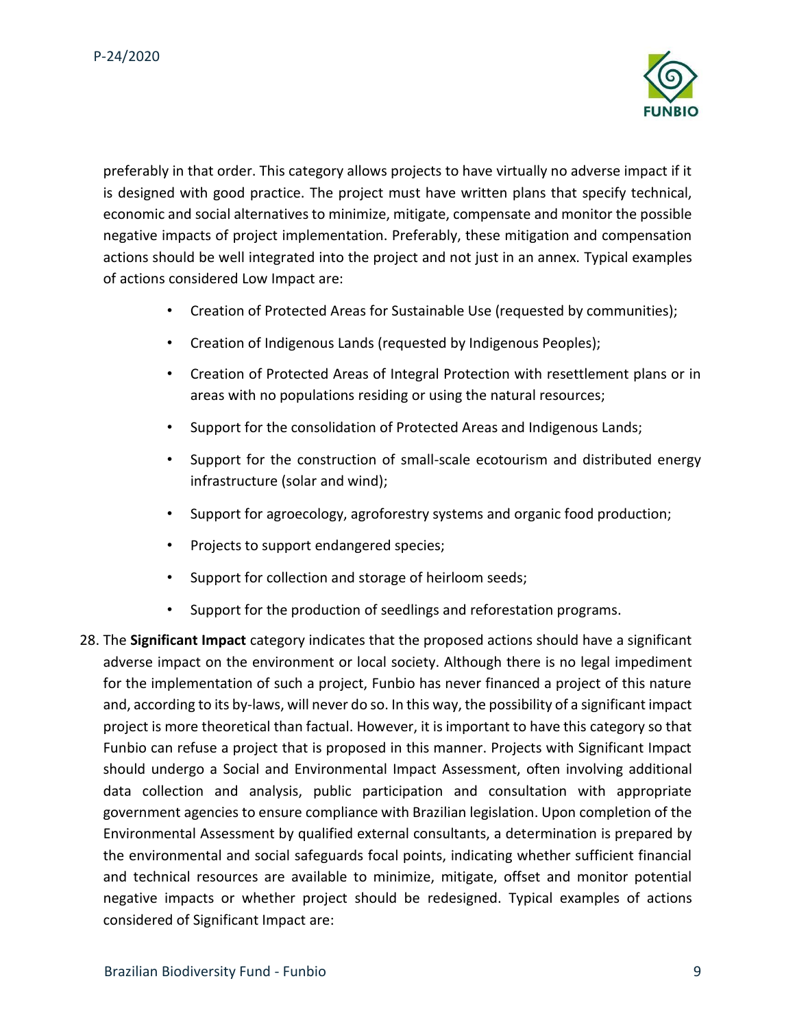preferably in that order. This category allows projects to have virtually no adverse impact if it is designed with good practice. The project must have written plans that specify technical, economic and social alternatives to minimize, mitigate, compensate and monitor the possible negative impacts of project implementation. Preferably, these mitigation and compensation actions should be well integrated into the project and not just in an annex. Typical examples of actions considered Low Impact are:

- Creation of Protected Areas for Sustainable Use (requested by communities);
- Creation of Indigenous Lands (requested by Indigenous Peoples);
- Creation of Protected Areas of Integral Protection with resettlement plans or in areas with no populations residing or using the natural resources;
- Support for the consolidation of Protected Areas and Indigenous Lands;
- Support for the construction of small-scale ecotourism and distributed energy infrastructure (solar and wind);
- Support for agroecology, agroforestry systems and organic food production;
- Projects to support endangered species;
- Support for collection and storage of heirloom seeds;
- Support for the production of seedlings and reforestation programs.

28. The **Significant Impact** category indicates that the proposed actions should have a significant adverse impact on the environment or local society. Although there is no legal impediment for the implementation of such a project, Funbio has never financed a project of this nature and, according to its by-laws, will never do so. In this way, the possibility of a significant impact project is more theoretical than factual. However, it is important to have this category so that Funbio can refuse a project that is proposed in this manner. Projects with Significant Impact should undergo a Social and Environmental Impact Assessment, often involving additional data collection and analysis, public participation and consultation with appropriate government agencies to ensure compliance with Brazilian legislation. Upon completion of the Environmental Assessment by qualified external consultants, a determination is prepared by the environmental and social safeguards focal points, indicating whether sufficient financial and technical resources are available to minimize, mitigate, offset and monitor potential negative impacts or whether project should be redesigned. Typical examples of actions considered of Significant Impact are: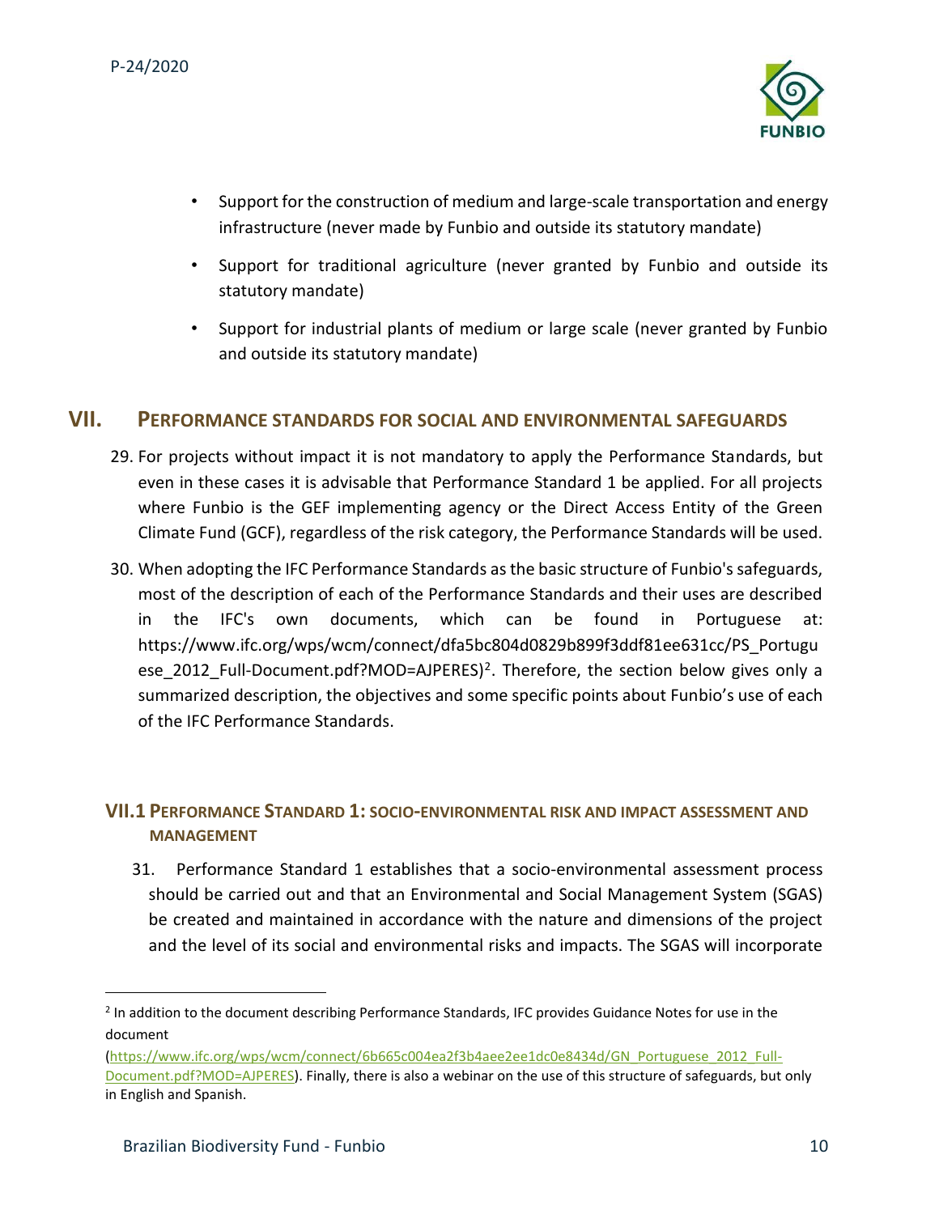- Support for the construction of medium and large-scale transportation and energy infrastructure (never made by Funbio and outside its statutory mandate)
- Support for traditional agriculture (never granted by Funbio and outside its statutory mandate)
- Support for industrial plants of medium or large scale (never granted by Funbio and outside its statutory mandate)

## VII. PERFORMANCE STANDARDS FOR SOCIAL AND ENVIRONMENTAL SAFEGUARDS

29. For projects without impact it is not mandatory to apply the Performance Standards, but even in these cases it is advisable that Performance Standard 1 be applied. For all projects where Funbio is the GEF implementing agency or the Direct Access Entity of the Green Climate Fund (GCF), regardless of the risk category, the Performance Standards will be used.

30. When adopting the IFC Performance Standards as the basic structure of Funbio's safeguards, most of the description of each of the Performance Standards and their uses are described in the IFC's own documents, which can be found in Portuguese at: https://www.ifc.org/wps/wcm/connect/dfa5bc804d0829b899f3ddf81ee631cc/PS_Portuguese_2012_Full-Document.pdf?MOD=AJPERES)[2]. Therefore, the section below gives only a summarized description, the objectives and some specific points about Funbio's use of each of the IFC Performance Standards.

### VII.1 PERFORMANCE STANDARD 1: SOCIO-ENVIRONMENTAL RISK AND IMPACT ASSESSMENT AND MANAGEMENT

31. Performance Standard 1 establishes that a socio-environmental assessment process should be carried out and that an Environmental and Social Management System (SGAS) be created and maintained in accordance with the nature and dimensions of the project and the level of its social and environmental risks and impacts. The SGAS will incorporate

---

[2] In addition to the document describing Performance Standards, IFC provides Guidance Notes for use in the document (https://www.ifc.org/wps/wcm/connect/6b665c004ea2f3b4aee2ee1dc0e8434d/GN_Portuguese_2012_Full-Document.pdf?MOD=AJPERES). Finally, there is also a webinar on the use of this structure of safeguards, but only in English and Spanish.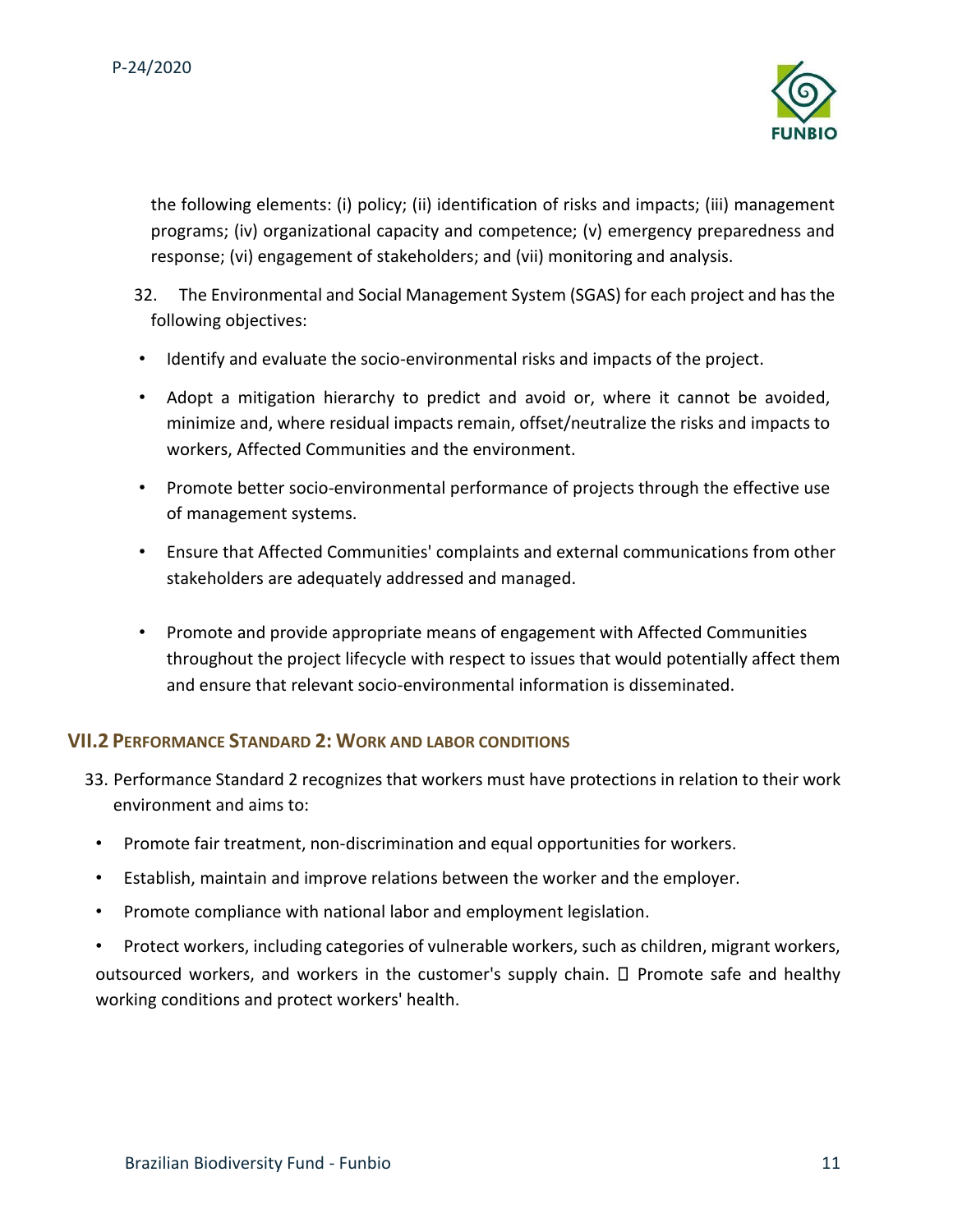the following elements: (i) policy; (ii) identification of risks and impacts; (iii) management programs; (iv) organizational capacity and competence; (v) emergency preparedness and response; (vi) engagement of stakeholders; and (vii) monitoring and analysis.

32. The Environmental and Social Management System (SGAS) for each project and has the following objectives:

- Identify and evaluate the socio-environmental risks and impacts of the project.
- Adopt a mitigation hierarchy to predict and avoid or, where it cannot be avoided, minimize and, where residual impacts remain, offset/neutralize the risks and impacts to workers, Affected Communities and the environment.
- Promote better socio-environmental performance of projects through the effective use of management systems.
- Ensure that Affected Communities' complaints and external communications from other stakeholders are adequately addressed and managed.
- Promote and provide appropriate means of engagement with Affected Communities throughout the project lifecycle with respect to issues that would potentially affect them and ensure that relevant socio-environmental information is disseminated.

## VII.2 Performance Standard 2: Work and labor conditions

33. Performance Standard 2 recognizes that workers must have protections in relation to their work environment and aims to:

- Promote fair treatment, non-discrimination and equal opportunities for workers.
- Establish, maintain and improve relations between the worker and the employer.
- Promote compliance with national labor and employment legislation.
- Protect workers, including categories of vulnerable workers, such as children, migrant workers, outsourced workers, and workers in the customer's supply chain.  Promote safe and healthy working conditions and protect workers' health.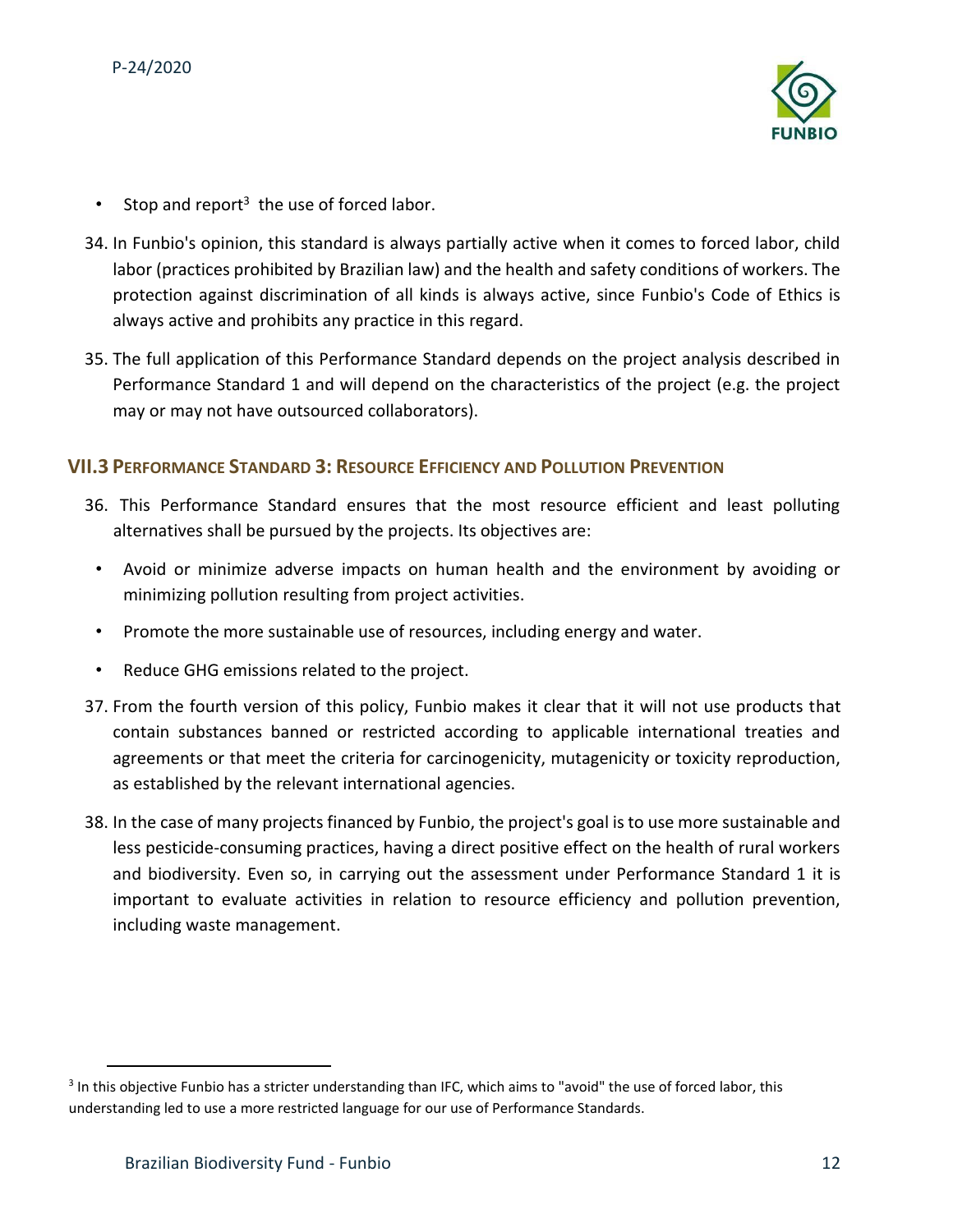- Stop and report[3] the use of forced labor.

34. In Funbio's opinion, this standard is always partially active when it comes to forced labor, child labor (practices prohibited by Brazilian law) and the health and safety conditions of workers. The protection against discrimination of all kinds is always active, since Funbio's Code of Ethics is always active and prohibits any practice in this regard.

35. The full application of this Performance Standard depends on the project analysis described in Performance Standard 1 and will depend on the characteristics of the project (e.g. the project may or may not have outsourced collaborators).

### VII.3 Performance Standard 3: Resource Efficiency and Pollution Prevention

36. This Performance Standard ensures that the most resource efficient and least polluting alternatives shall be pursued by the projects. Its objectives are:
    - Avoid or minimize adverse impacts on human health and the environment by avoiding or minimizing pollution resulting from project activities.
    - Promote the more sustainable use of resources, including energy and water.
    - Reduce GHG emissions related to the project.

37. From the fourth version of this policy, Funbio makes it clear that it will not use products that contain substances banned or restricted according to applicable international treaties and agreements or that meet the criteria for carcinogenicity, mutagenicity or toxicity reproduction, as established by the relevant international agencies.

38. In the case of many projects financed by Funbio, the project's goal is to use more sustainable and less pesticide-consuming practices, having a direct positive effect on the health of rural workers and biodiversity. Even so, in carrying out the assessment under Performance Standard 1 it is important to evaluate activities in relation to resource efficiency and pollution prevention, including waste management.

---

[3] In this objective Funbio has a stricter understanding than IFC, which aims to "avoid" the use of forced labor, this understanding led to use a more restricted language for our use of Performance Standards.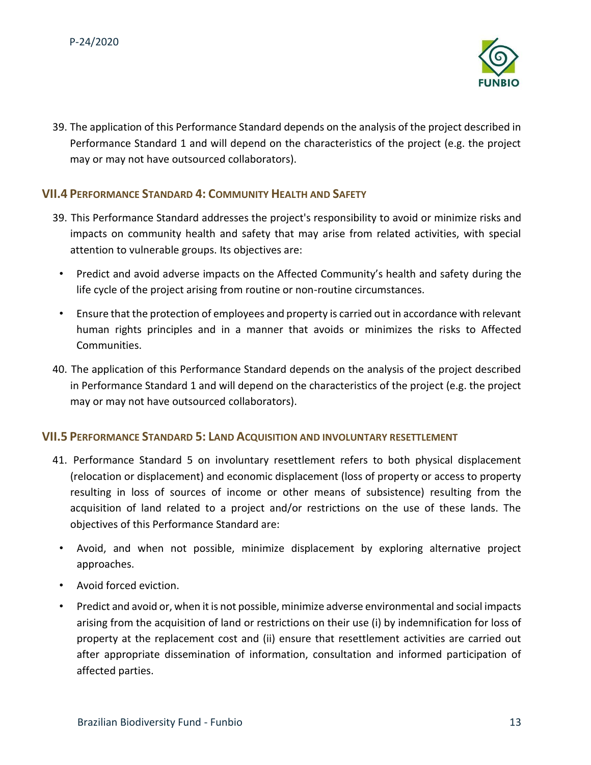39. The application of this Performance Standard depends on the analysis of the project described in Performance Standard 1 and will depend on the characteristics of the project (e.g. the project may or may not have outsourced collaborators).

### VII.4 Performance Standard 4: Community Health and Safety

39. This Performance Standard addresses the project's responsibility to avoid or minimize risks and impacts on community health and safety that may arise from related activities, with special attention to vulnerable groups. Its objectives are:

- Predict and avoid adverse impacts on the Affected Community's health and safety during the life cycle of the project arising from routine or non-routine circumstances.
- Ensure that the protection of employees and property is carried out in accordance with relevant human rights principles and in a manner that avoids or minimizes the risks to Affected Communities.

40. The application of this Performance Standard depends on the analysis of the project described in Performance Standard 1 and will depend on the characteristics of the project (e.g. the project may or may not have outsourced collaborators).

### VII.5 Performance Standard 5: Land Acquisition and involuntary resettlement

41. Performance Standard 5 on involuntary resettlement refers to both physical displacement (relocation or displacement) and economic displacement (loss of property or access to property resulting in loss of sources of income or other means of subsistence) resulting from the acquisition of land related to a project and/or restrictions on the use of these lands. The objectives of this Performance Standard are:

- Avoid, and when not possible, minimize displacement by exploring alternative project approaches.
- Avoid forced eviction.
- Predict and avoid or, when it is not possible, minimize adverse environmental and social impacts arising from the acquisition of land or restrictions on their use (i) by indemnification for loss of property at the replacement cost and (ii) ensure that resettlement activities are carried out after appropriate dissemination of information, consultation and informed participation of affected parties.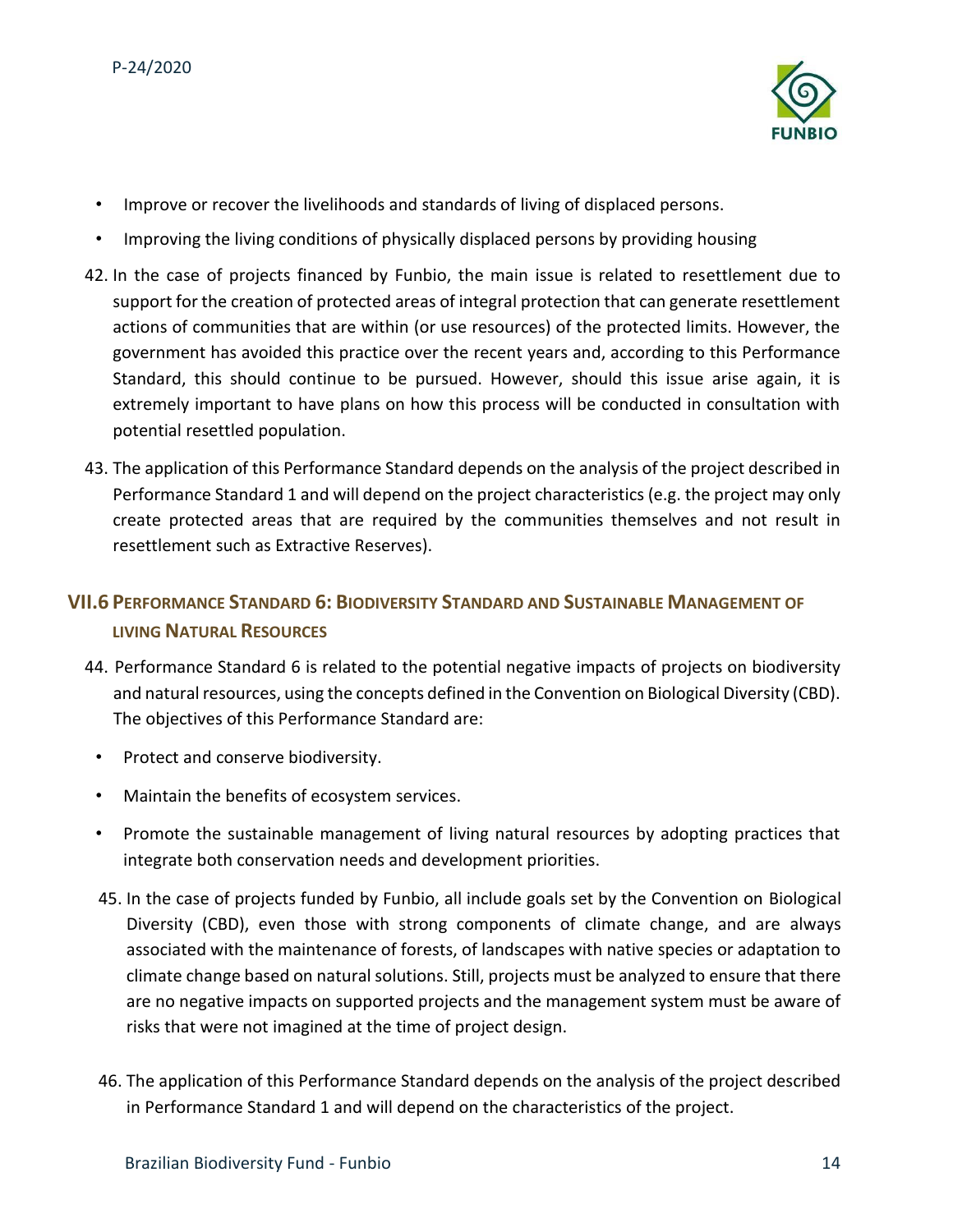- Improve or recover the livelihoods and standards of living of displaced persons.
- Improving the living conditions of physically displaced persons by providing housing

42. In the case of projects financed by Funbio, the main issue is related to resettlement due to support for the creation of protected areas of integral protection that can generate resettlement actions of communities that are within (or use resources) of the protected limits. However, the government has avoided this practice over the recent years and, according to this Performance Standard, this should continue to be pursued. However, should this issue arise again, it is extremely important to have plans on how this process will be conducted in consultation with potential resettled population.

43. The application of this Performance Standard depends on the analysis of the project described in Performance Standard 1 and will depend on the project characteristics (e.g. the project may only create protected areas that are required by the communities themselves and not result in resettlement such as Extractive Reserves).

## VII.6 Performance Standard 6: Biodiversity Standard and Sustainable Management of living Natural Resources

44. Performance Standard 6 is related to the potential negative impacts of projects on biodiversity and natural resources, using the concepts defined in the Convention on Biological Diversity (CBD). The objectives of this Performance Standard are:

- Protect and conserve biodiversity.
- Maintain the benefits of ecosystem services.
- Promote the sustainable management of living natural resources by adopting practices that integrate both conservation needs and development priorities.

45. In the case of projects funded by Funbio, all include goals set by the Convention on Biological Diversity (CBD), even those with strong components of climate change, and are always associated with the maintenance of forests, of landscapes with native species or adaptation to climate change based on natural solutions. Still, projects must be analyzed to ensure that there are no negative impacts on supported projects and the management system must be aware of risks that were not imagined at the time of project design.

46. The application of this Performance Standard depends on the analysis of the project described in Performance Standard 1 and will depend on the characteristics of the project.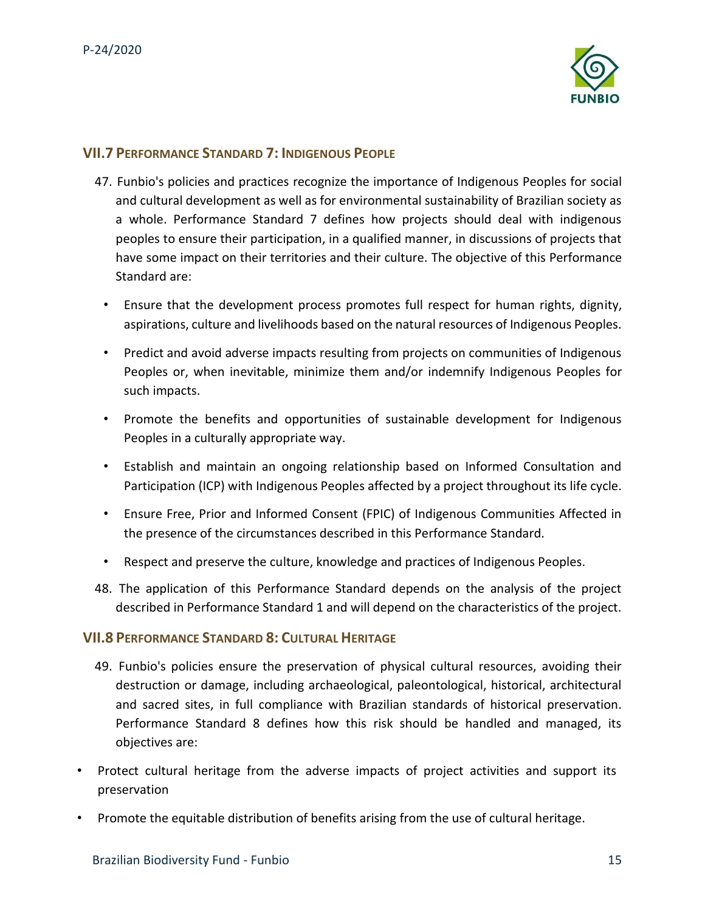### VII.7 Performance Standard 7: Indigenous People

47. Funbio's policies and practices recognize the importance of Indigenous Peoples for social and cultural development as well as for environmental sustainability of Brazilian society as a whole. Performance Standard 7 defines how projects should deal with indigenous peoples to ensure their participation, in a qualified manner, in discussions of projects that have some impact on their territories and their culture. The objective of this Performance Standard are:

- Ensure that the development process promotes full respect for human rights, dignity, aspirations, culture and livelihoods based on the natural resources of Indigenous Peoples.
- Predict and avoid adverse impacts resulting from projects on communities of Indigenous Peoples or, when inevitable, minimize them and/or indemnify Indigenous Peoples for such impacts.
- Promote the benefits and opportunities of sustainable development for Indigenous Peoples in a culturally appropriate way.
- Establish and maintain an ongoing relationship based on Informed Consultation and Participation (ICP) with Indigenous Peoples affected by a project throughout its life cycle.
- Ensure Free, Prior and Informed Consent (FPIC) of Indigenous Communities Affected in the presence of the circumstances described in this Performance Standard.
- Respect and preserve the culture, knowledge and practices of Indigenous Peoples.

48. The application of this Performance Standard depends on the analysis of the project described in Performance Standard 1 and will depend on the characteristics of the project.

### VII.8 Performance Standard 8: Cultural Heritage

49. Funbio's policies ensure the preservation of physical cultural resources, avoiding their destruction or damage, including archaeological, paleontological, historical, architectural and sacred sites, in full compliance with Brazilian standards of historical preservation. Performance Standard 8 defines how this risk should be handled and managed, its objectives are:

- Protect cultural heritage from the adverse impacts of project activities and support its preservation
- Promote the equitable distribution of benefits arising from the use of cultural heritage.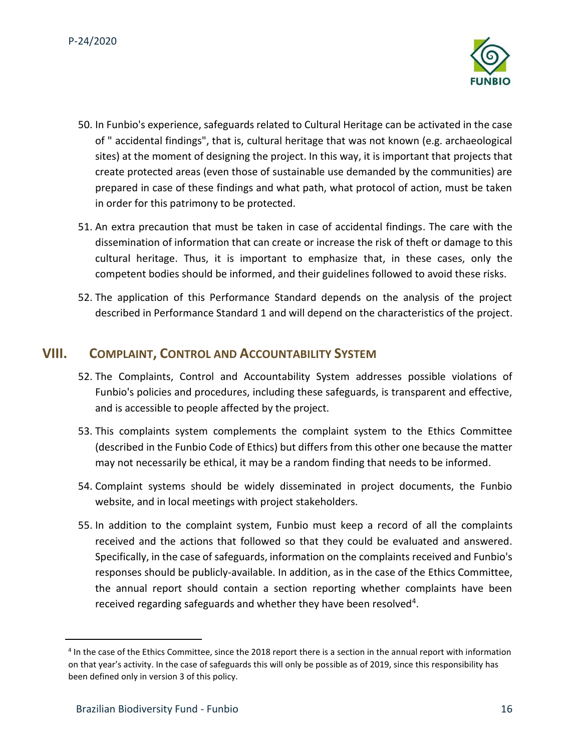50. In Funbio's experience, safeguards related to Cultural Heritage can be activated in the case of " accidental findings", that is, cultural heritage that was not known (e.g. archaeological sites) at the moment of designing the project. In this way, it is important that projects that create protected areas (even those of sustainable use demanded by the communities) are prepared in case of these findings and what path, what protocol of action, must be taken in order for this patrimony to be protected.

51. An extra precaution that must be taken in case of accidental findings. The care with the dissemination of information that can create or increase the risk of theft or damage to this cultural heritage. Thus, it is important to emphasize that, in these cases, only the competent bodies should be informed, and their guidelines followed to avoid these risks.

52. The application of this Performance Standard depends on the analysis of the project described in Performance Standard 1 and will depend on the characteristics of the project.

## VIII. Complaint, Control and Accountability System

52. The Complaints, Control and Accountability System addresses possible violations of Funbio's policies and procedures, including these safeguards, is transparent and effective, and is accessible to people affected by the project.

53. This complaints system complements the complaint system to the Ethics Committee (described in the Funbio Code of Ethics) but differs from this other one because the matter may not necessarily be ethical, it may be a random finding that needs to be informed.

54. Complaint systems should be widely disseminated in project documents, the Funbio website, and in local meetings with project stakeholders.

55. In addition to the complaint system, Funbio must keep a record of all the complaints received and the actions that followed so that they could be evaluated and answered. Specifically, in the case of safeguards, information on the complaints received and Funbio's responses should be publicly-available. In addition, as in the case of the Ethics Committee, the annual report should contain a section reporting whether complaints have been received regarding safeguards and whether they have been resolved[4].

---

[4] In the case of the Ethics Committee, since the 2018 report there is a section in the annual report with information on that year's activity. In the case of safeguards this will only be possible as of 2019, since this responsibility has been defined only in version 3 of this policy.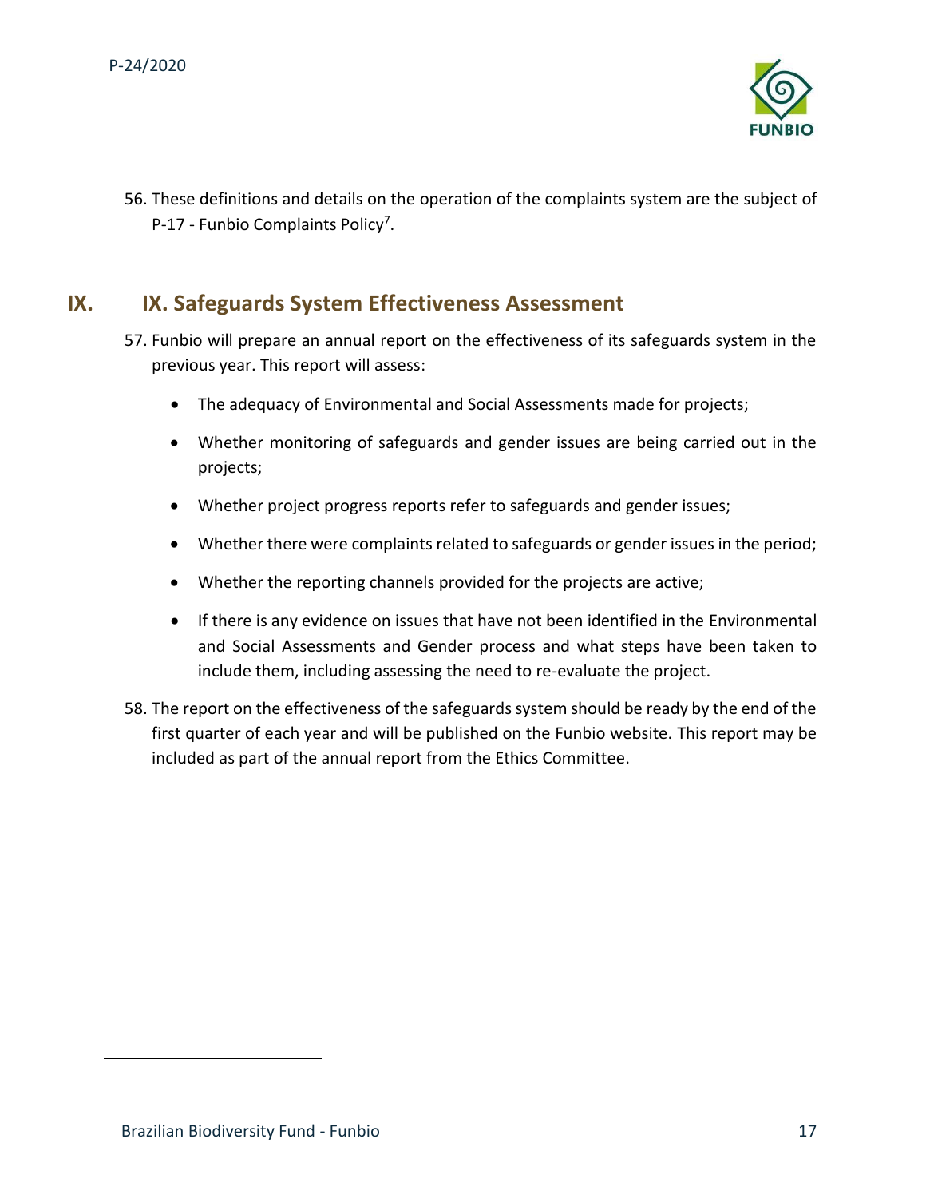56. These definitions and details on the operation of the complaints system are the subject of P-17 - Funbio Complaints Policy[7].

## IX. IX. Safeguards System Effectiveness Assessment

57. Funbio will prepare an annual report on the effectiveness of its safeguards system in the previous year. This report will assess:

    - The adequacy of Environmental and Social Assessments made for projects;
    - Whether monitoring of safeguards and gender issues are being carried out in the projects;
    - Whether project progress reports refer to safeguards and gender issues;
    - Whether there were complaints related to safeguards or gender issues in the period;
    - Whether the reporting channels provided for the projects are active;
    - If there is any evidence on issues that have not been identified in the Environmental and Social Assessments and Gender process and what steps have been taken to include them, including assessing the need to re-evaluate the project.

58. The report on the effectiveness of the safeguards system should be ready by the end of the first quarter of each year and will be published on the Funbio website. This report may be included as part of the annual report from the Ethics Committee.